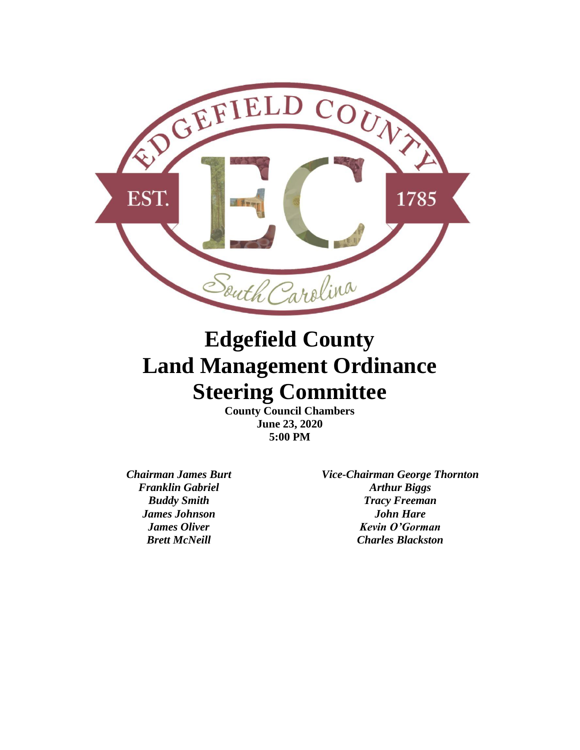# Edgefield County Land Management Ordinance Steering Committee

**County Council Chambers**
**June 23, 2020**
**5:00 PM**

***Chairman James Burt***
***Vice-Chairman George Thornton***
***Franklin Gabriel***
***Arthur Biggs***
***Buddy Smith***
***Tracy Freeman***
***James Johnson***
***John Hare***
***James Oliver***
***Kevin O'Gorman***
***Brett McNeill***
***Charles Blackston***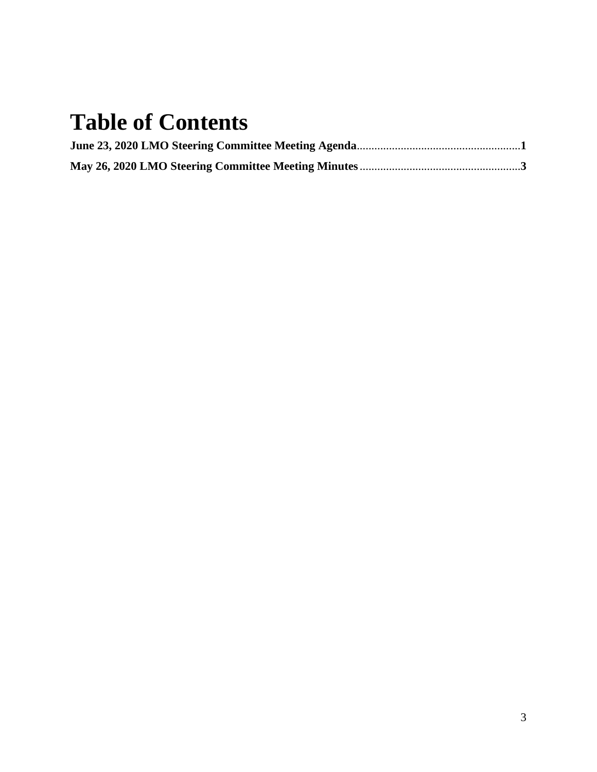# Table of Contents

**June 23, 2020 LMO Steering Committee Meeting Agenda**........................................................**1**

**May 26, 2020 LMO Steering Committee Meeting Minutes**.......................................................**3**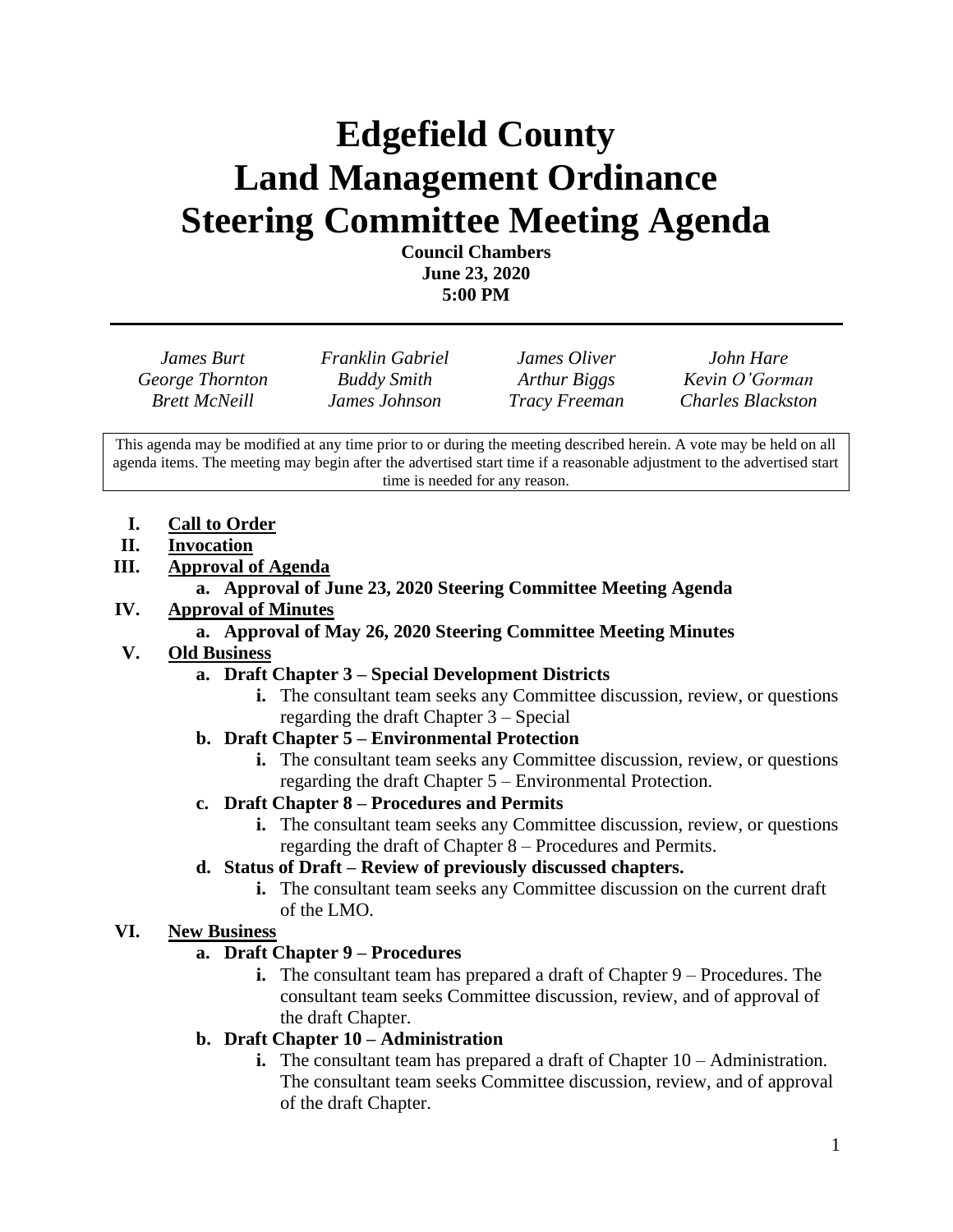# Edgefield County
# Land Management Ordinance
# Steering Committee Meeting Agenda

**Council Chambers**
**June 23, 2020**
**5:00 PM**

---

| | | | |
|---|---|---|---|
| *James Burt* | *Franklin Gabriel* | *James Oliver* | *John Hare* |
| *George Thornton* | *Buddy Smith* | *Arthur Biggs* | *Kevin O'Gorman* |
| *Brett McNeill* | *James Johnson* | *Tracy Freeman* | *Charles Blackston* |

This agenda may be modified at any time prior to or during the meeting described herein. A vote may be held on all agenda items. The meeting may begin after the advertised start time if a reasonable adjustment to the advertised start time is needed for any reason.

I. **Call to Order**

II. **Invocation**

III. **Approval of Agenda**
   - a. **Approval of June 23, 2020 Steering Committee Meeting Agenda**

IV. **Approval of Minutes**
   - a. **Approval of May 26, 2020 Steering Committee Meeting Minutes**

V. **Old Business**
   - a. **Draft Chapter 3 – Special Development Districts**
     - i. The consultant team seeks any Committee discussion, review, or questions regarding the draft Chapter 3 – Special
   - b. **Draft Chapter 5 – Environmental Protection**
     - i. The consultant team seeks any Committee discussion, review, or questions regarding the draft Chapter 5 – Environmental Protection.
   - c. **Draft Chapter 8 – Procedures and Permits**
     - i. The consultant team seeks any Committee discussion, review, or questions regarding the draft of Chapter 8 – Procedures and Permits.
   - d. **Status of Draft – Review of previously discussed chapters.**
     - i. The consultant team seeks any Committee discussion on the current draft of the LMO.

VI. **New Business**
   - a. **Draft Chapter 9 – Procedures**
     - i. The consultant team has prepared a draft of Chapter 9 – Procedures. The consultant team seeks Committee discussion, review, and of approval of the draft Chapter.
   - b. **Draft Chapter 10 – Administration**
     - i. The consultant team has prepared a draft of Chapter 10 – Administration. The consultant team seeks Committee discussion, review, and of approval of the draft Chapter.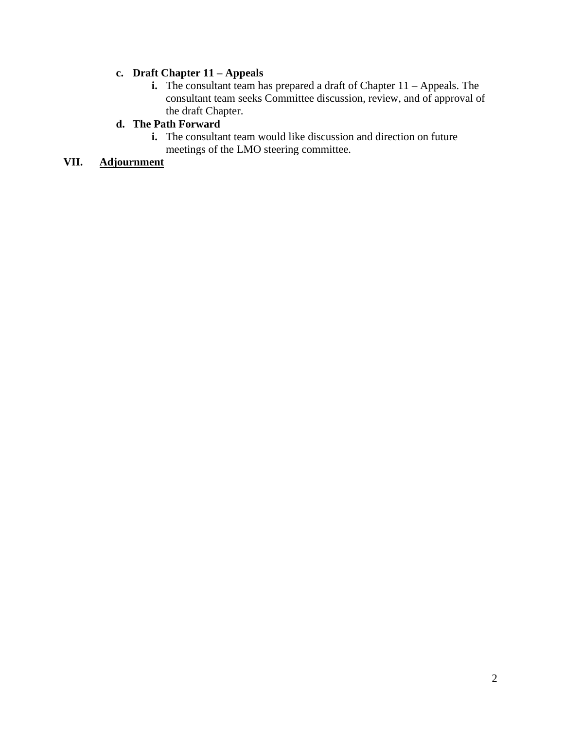c. **Draft Chapter 11 – Appeals**
    i. The consultant team has prepared a draft of Chapter 11 – Appeals. The consultant team seeks Committee discussion, review, and of approval of the draft Chapter.

d. **The Path Forward**
    i. The consultant team would like discussion and direction on future meetings of the LMO steering committee.

**VII. Adjournment**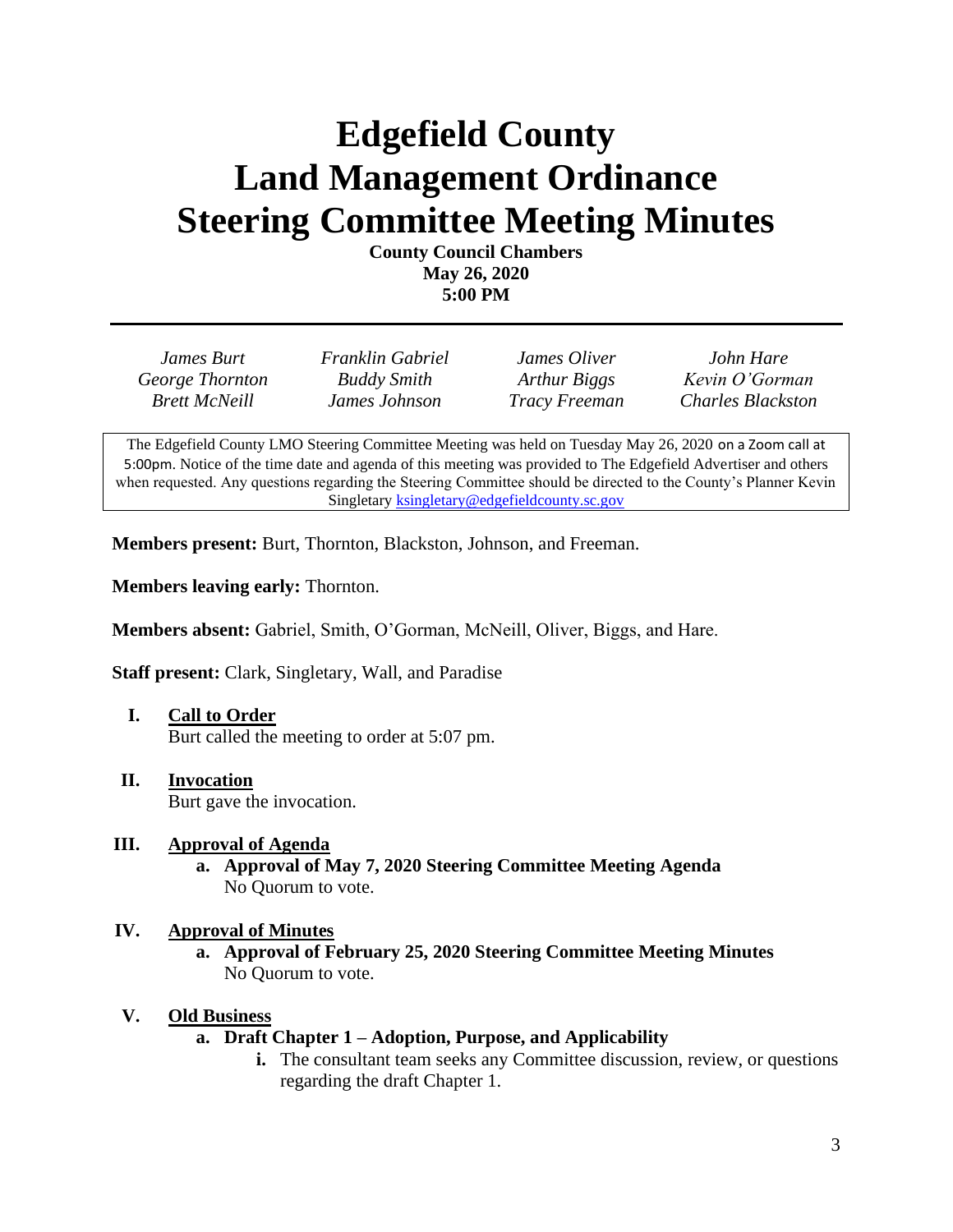# Edgefield County Land Management Ordinance Steering Committee Meeting Minutes

**County Council Chambers**
**May 26, 2020**
**5:00 PM**

| | | | |
|---|---|---|---|
| *James Burt* | *Franklin Gabriel* | *James Oliver* | *John Hare* |
| *George Thornton* | *Buddy Smith* | *Arthur Biggs* | *Kevin O'Gorman* |
| *Brett McNeill* | *James Johnson* | *Tracy Freeman* | *Charles Blackston* |

The Edgefield County LMO Steering Committee Meeting was held on Tuesday May 26, 2020 on a Zoom call at 5:00pm. Notice of the time date and agenda of this meeting was provided to The Edgefield Advertiser and others when requested. Any questions regarding the Steering Committee should be directed to the County's Planner Kevin Singletary ksingletary@edgefieldcounty.sc.gov

**Members present:** Burt, Thornton, Blackston, Johnson, and Freeman.

**Members leaving early:** Thornton.

**Members absent:** Gabriel, Smith, O'Gorman, McNeill, Oliver, Biggs, and Hare.

**Staff present:** Clark, Singletary, Wall, and Paradise

**I. Call to Order**
Burt called the meeting to order at 5:07 pm.

**II. Invocation**
Burt gave the invocation.

**III. Approval of Agenda**

- **a. Approval of May 7, 2020 Steering Committee Meeting Agenda**
  No Quorum to vote.

**IV. Approval of Minutes**

- **a. Approval of February 25, 2020 Steering Committee Meeting Minutes**
  No Quorum to vote.

**V. Old Business**

- **a. Draft Chapter 1 – Adoption, Purpose, and Applicability**
  - **i.** The consultant team seeks any Committee discussion, review, or questions regarding the draft Chapter 1.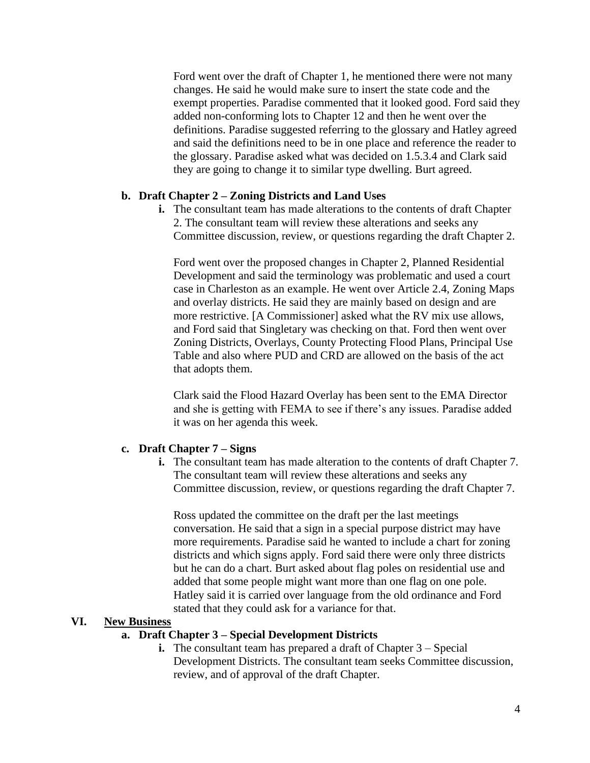Ford went over the draft of Chapter 1, he mentioned there were not many changes. He said he would make sure to insert the state code and the exempt properties. Paradise commented that it looked good. Ford said they added non-conforming lots to Chapter 12 and then he went over the definitions. Paradise suggested referring to the glossary and Hatley agreed and said the definitions need to be in one place and reference the reader to the glossary. Paradise asked what was decided on 1.5.3.4 and Clark said they are going to change it to similar type dwelling. Burt agreed.

**b. Draft Chapter 2 – Zoning Districts and Land Uses**

**i.** The consultant team has made alterations to the contents of draft Chapter 2. The consultant team will review these alterations and seeks any Committee discussion, review, or questions regarding the draft Chapter 2.

Ford went over the proposed changes in Chapter 2, Planned Residential Development and said the terminology was problematic and used a court case in Charleston as an example. He went over Article 2.4, Zoning Maps and overlay districts. He said they are mainly based on design and are more restrictive. [A Commissioner] asked what the RV mix use allows, and Ford said that Singletary was checking on that. Ford then went over Zoning Districts, Overlays, County Protecting Flood Plans, Principal Use Table and also where PUD and CRD are allowed on the basis of the act that adopts them.

Clark said the Flood Hazard Overlay has been sent to the EMA Director and she is getting with FEMA to see if there's any issues. Paradise added it was on her agenda this week.

**c. Draft Chapter 7 – Signs**

**i.** The consultant team has made alteration to the contents of draft Chapter 7. The consultant team will review these alterations and seeks any Committee discussion, review, or questions regarding the draft Chapter 7.

Ross updated the committee on the draft per the last meetings conversation. He said that a sign in a special purpose district may have more requirements. Paradise said he wanted to include a chart for zoning districts and which signs apply. Ford said there were only three districts but he can do a chart. Burt asked about flag poles on residential use and added that some people might want more than one flag on one pole. Hatley said it is carried over language from the old ordinance and Ford stated that they could ask for a variance for that.

## VI. New Business

**a. Draft Chapter 3 – Special Development Districts**

**i.** The consultant team has prepared a draft of Chapter 3 – Special Development Districts. The consultant team seeks Committee discussion, review, and of approval of the draft Chapter.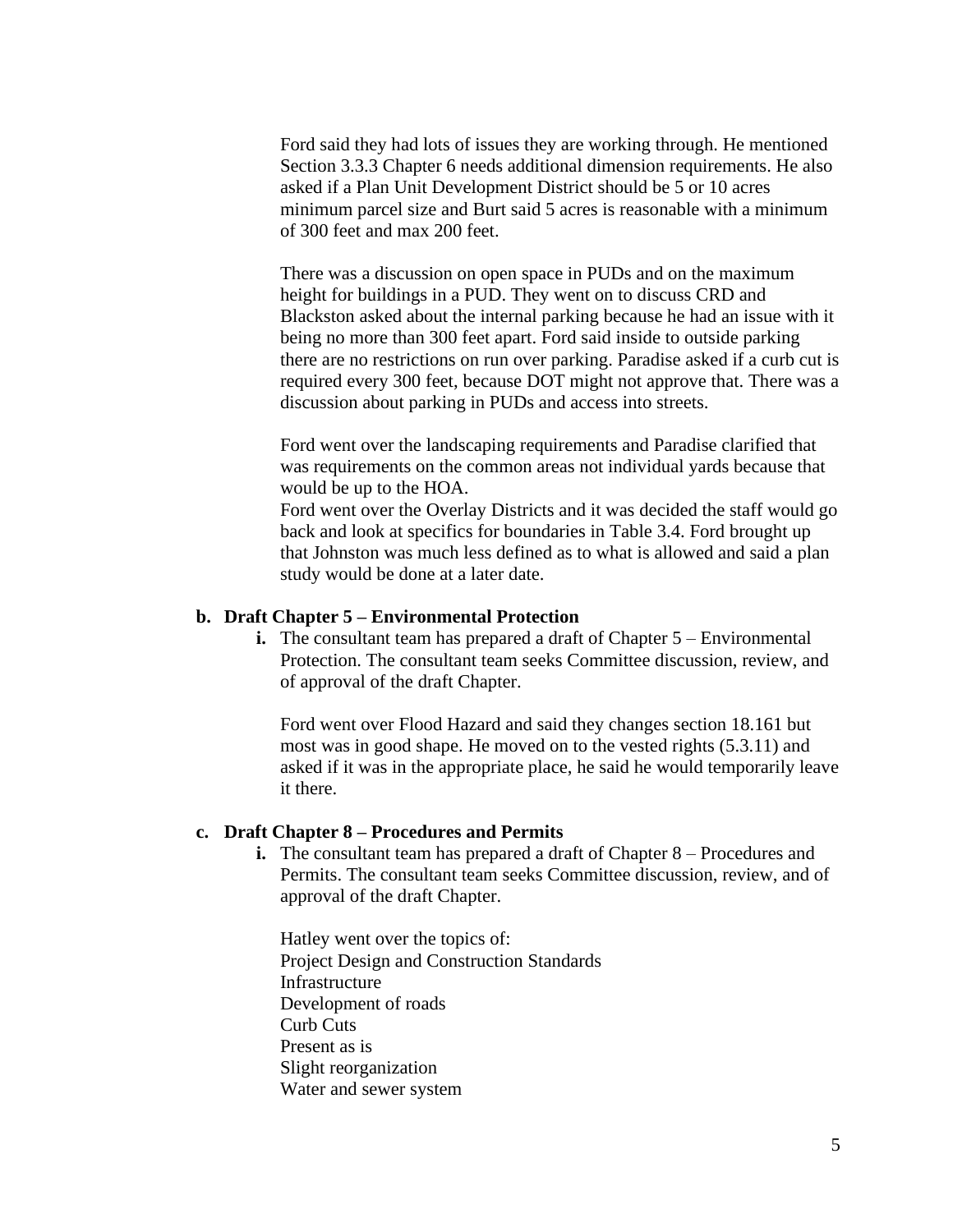Ford said they had lots of issues they are working through. He mentioned Section 3.3.3 Chapter 6 needs additional dimension requirements. He also asked if a Plan Unit Development District should be 5 or 10 acres minimum parcel size and Burt said 5 acres is reasonable with a minimum of 300 feet and max 200 feet.

There was a discussion on open space in PUDs and on the maximum height for buildings in a PUD. They went on to discuss CRD and Blackston asked about the internal parking because he had an issue with it being no more than 300 feet apart. Ford said inside to outside parking there are no restrictions on run over parking. Paradise asked if a curb cut is required every 300 feet, because DOT might not approve that. There was a discussion about parking in PUDs and access into streets.

Ford went over the landscaping requirements and Paradise clarified that was requirements on the common areas not individual yards because that would be up to the HOA.
Ford went over the Overlay Districts and it was decided the staff would go back and look at specifics for boundaries in Table 3.4. Ford brought up that Johnston was much less defined as to what is allowed and said a plan study would be done at a later date.

**b. Draft Chapter 5 – Environmental Protection**

**i.** The consultant team has prepared a draft of Chapter 5 – Environmental Protection. The consultant team seeks Committee discussion, review, and of approval of the draft Chapter.

Ford went over Flood Hazard and said they changes section 18.161 but most was in good shape. He moved on to the vested rights (5.3.11) and asked if it was in the appropriate place, he said he would temporarily leave it there.

**c. Draft Chapter 8 – Procedures and Permits**

**i.** The consultant team has prepared a draft of Chapter 8 – Procedures and Permits. The consultant team seeks Committee discussion, review, and of approval of the draft Chapter.

Hatley went over the topics of:
Project Design and Construction Standards
Infrastructure
Development of roads
Curb Cuts
Present as is
Slight reorganization
Water and sewer system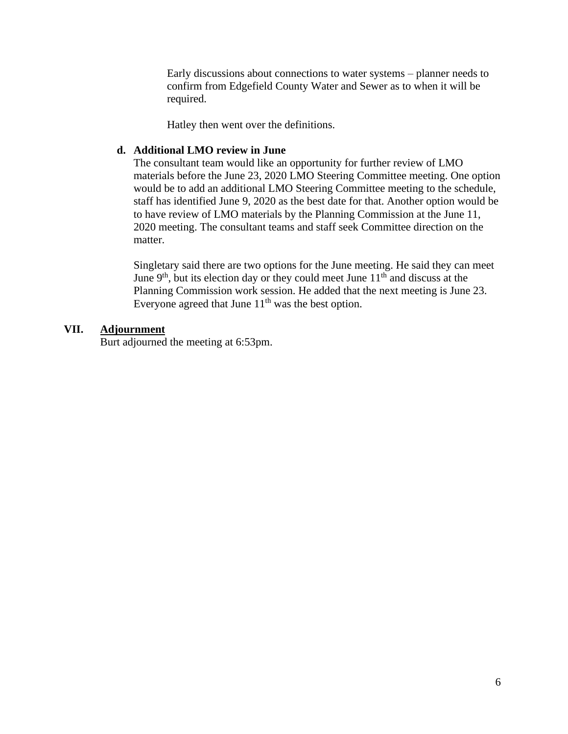Early discussions about connections to water systems – planner needs to confirm from Edgefield County Water and Sewer as to when it will be required.

Hatley then went over the definitions.

**d. Additional LMO review in June**

The consultant team would like an opportunity for further review of LMO materials before the June 23, 2020 LMO Steering Committee meeting. One option would be to add an additional LMO Steering Committee meeting to the schedule, staff has identified June 9, 2020 as the best date for that. Another option would be to have review of LMO materials by the Planning Commission at the June 11, 2020 meeting. The consultant teams and staff seek Committee direction on the matter.

Singletary said there are two options for the June meeting. He said they can meet June 9th, but its election day or they could meet June 11th and discuss at the Planning Commission work session. He added that the next meeting is June 23. Everyone agreed that June 11th was the best option.

## VII. Adjournment

Burt adjourned the meeting at 6:53pm.